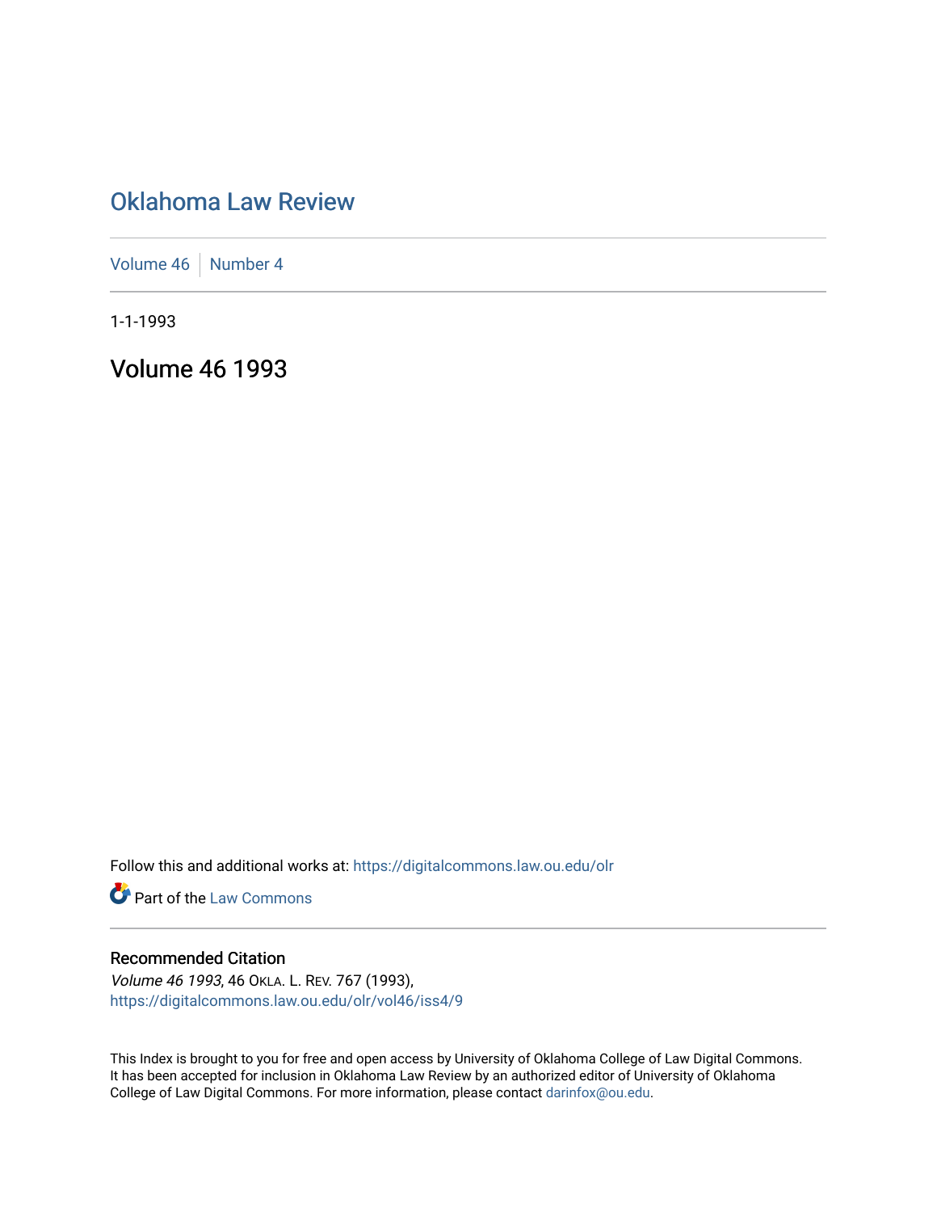# Oklahoma Law Review

Volume 46 | Number 4

1-1-1993

## Volume 46 1993

Follow this and additional works at: https://digitalcommons.law.ou.edu/olr

Part of the Law Commons

### Recommended Citation

*Volume 46 1993*, 46 OKLA. L. REV. 767 (1993),
https://digitalcommons.law.ou.edu/olr/vol46/iss4/9

This Index is brought to you for free and open access by University of Oklahoma College of Law Digital Commons. It has been accepted for inclusion in Oklahoma Law Review by an authorized editor of University of Oklahoma College of Law Digital Commons. For more information, please contact darinfox@ou.edu.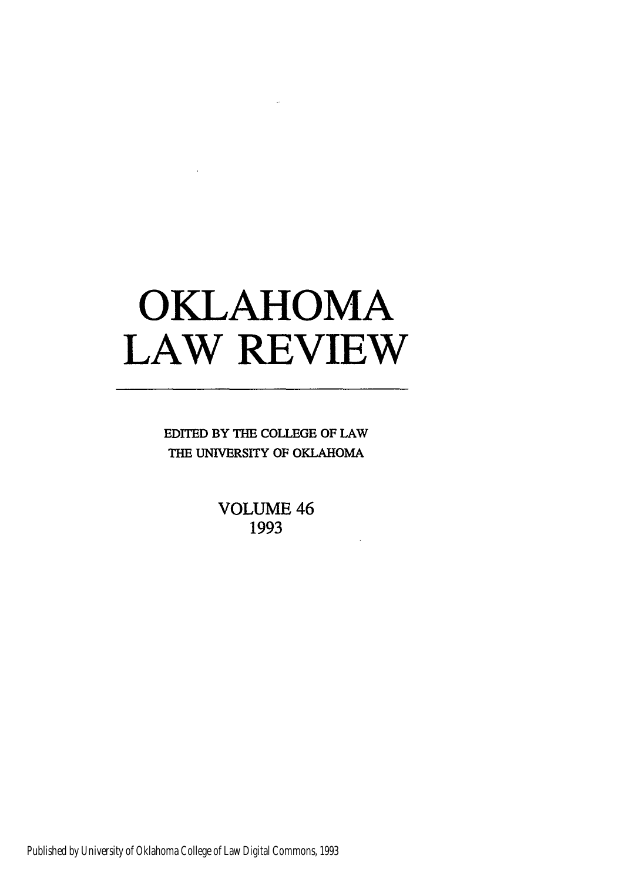# OKLAHOMA LAW REVIEW

EDITED BY THE COLLEGE OF LAW
THE UNIVERSITY OF OKLAHOMA

VOLUME 46
1993

Published by University of Oklahoma College of Law Digital Commons, 1993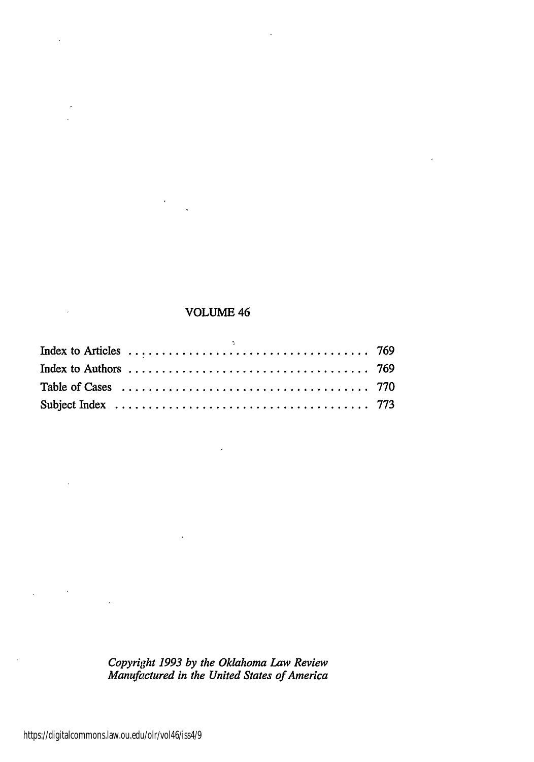## VOLUME 46

| | |
|---|---|
| Index to Articles | 769 |
| Index to Authors | 769 |
| Table of Cases | 770 |
| Subject Index | 773 |

*Copyright 1993 by the Oklahoma Law Review*
*Manufactured in the United States of America*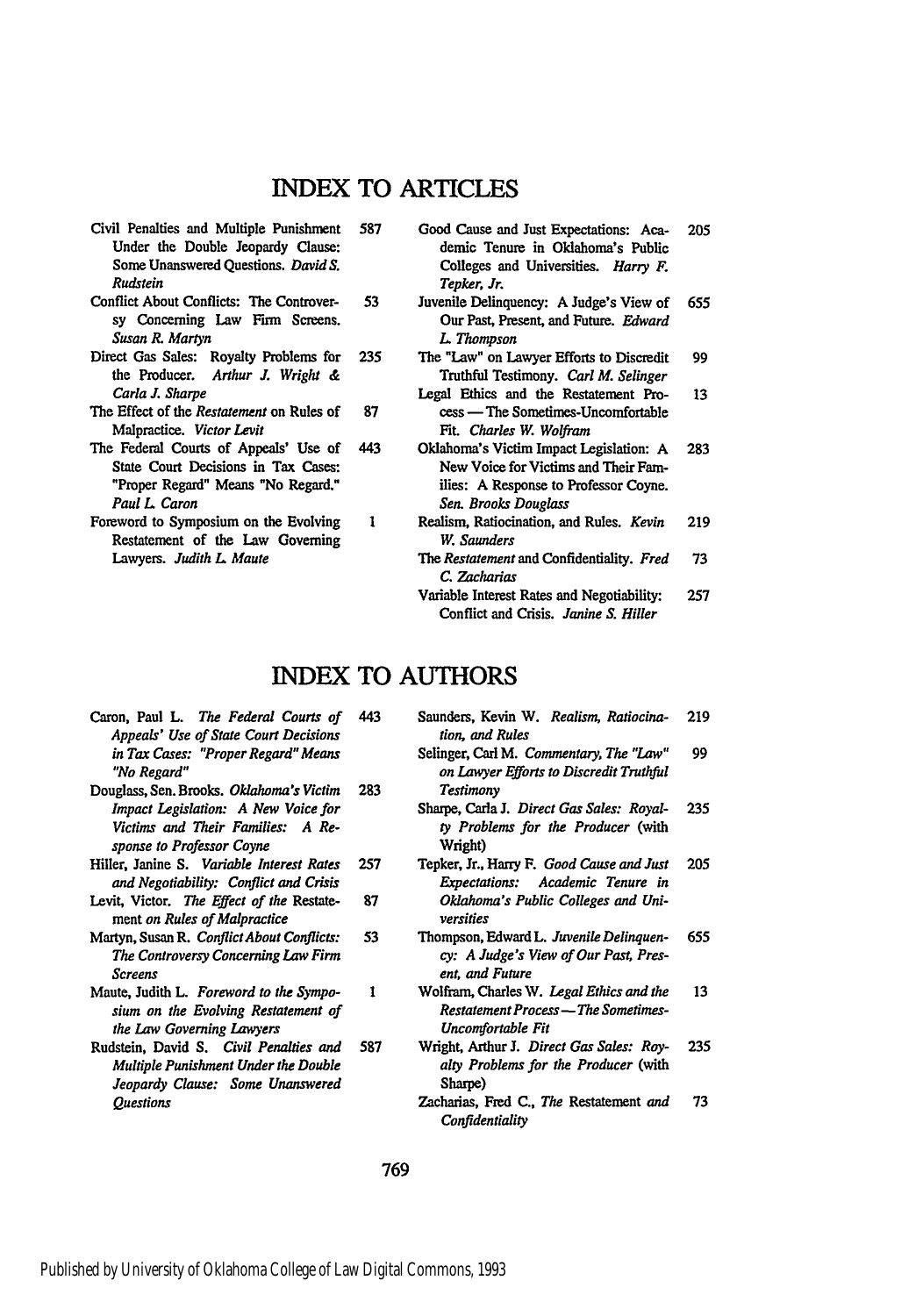# INDEX TO ARTICLES

- Civil Penalties and Multiple Punishment Under the Double Jeopardy Clause: Some Unanswered Questions. *David S. Rudstein* — 587
- Conflict About Conflicts: The Controversy Concerning Law Firm Screens. *Susan R. Martyn* — 53
- Direct Gas Sales: Royalty Problems for the Producer. *Arthur J. Wright & Carla J. Sharpe* — 235
- The Effect of the *Restatement* on Rules of Malpractice. *Victor Levit* — 87
- The Federal Courts of Appeals' Use of State Court Decisions in Tax Cases: "Proper Regard" Means "No Regard." *Paul L. Caron* — 443
- Foreword to Symposium on the Evolving Restatement of the Law Governing Lawyers. *Judith L. Maute* — 1
- Good Cause and Just Expectations: Academic Tenure in Oklahoma's Public Colleges and Universities. *Harry F. Tepker, Jr.* — 205
- Juvenile Delinquency: A Judge's View of Our Past, Present, and Future. *Edward L. Thompson* — 655
- The "Law" on Lawyer Efforts to Discredit Truthful Testimony. *Carl M. Selinger* — 99
- Legal Ethics and the Restatement Process — The Sometimes-Uncomfortable Fit. *Charles W. Wolfram* — 13
- Oklahoma's Victim Impact Legislation: A New Voice for Victims and Their Families: A Response to Professor Coyne. *Sen. Brooks Douglass* — 283
- Realism, Ratiocination, and Rules. *Kevin W. Saunders* — 219
- The *Restatement* and Confidentiality. *Fred C. Zacharias* — 73
- Variable Interest Rates and Negotiability: Conflict and Crisis. *Janine S. Hiller* — 257

# INDEX TO AUTHORS

- Caron, Paul L. *The Federal Courts of Appeals' Use of State Court Decisions in Tax Cases: "Proper Regard" Means "No Regard"* — 443
- Douglass, Sen. Brooks. *Oklahoma's Victim Impact Legislation: A New Voice for Victims and Their Families: A Response to Professor Coyne* — 283
- Hiller, Janine S. *Variable Interest Rates and Negotiability: Conflict and Crisis* — 257
- Levit, Victor. *The Effect of the* Restatement *on Rules of Malpractice* — 87
- Martyn, Susan R. *Conflict About Conflicts: The Controversy Concerning Law Firm Screens* — 53
- Maute, Judith L. *Foreword to the Symposium on the Evolving Restatement of the Law Governing Lawyers* — 1
- Rudstein, David S. *Civil Penalties and Multiple Punishment Under the Double Jeopardy Clause: Some Unanswered Questions* — 587
- Saunders, Kevin W. *Realism, Ratiocination, and Rules* — 219
- Selinger, Carl M. *Commentary, The "Law" on Lawyer Efforts to Discredit Truthful Testimony* — 99
- Sharpe, Carla J. *Direct Gas Sales: Royalty Problems for the Producer* (with Wright) — 235
- Tepker, Jr., Harry F. *Good Cause and Just Expectations: Academic Tenure in Oklahoma's Public Colleges and Universities* — 205
- Thompson, Edward L. *Juvenile Delinquency: A Judge's View of Our Past, Present, and Future* — 655
- Wolfram, Charles W. *Legal Ethics and the Restatement Process — The Sometimes-Uncomfortable Fit* — 13
- Wright, Arthur J. *Direct Gas Sales: Royalty Problems for the Producer* (with Sharpe) — 235
- Zacharias, Fred C., *The* Restatement *and Confidentiality* — 73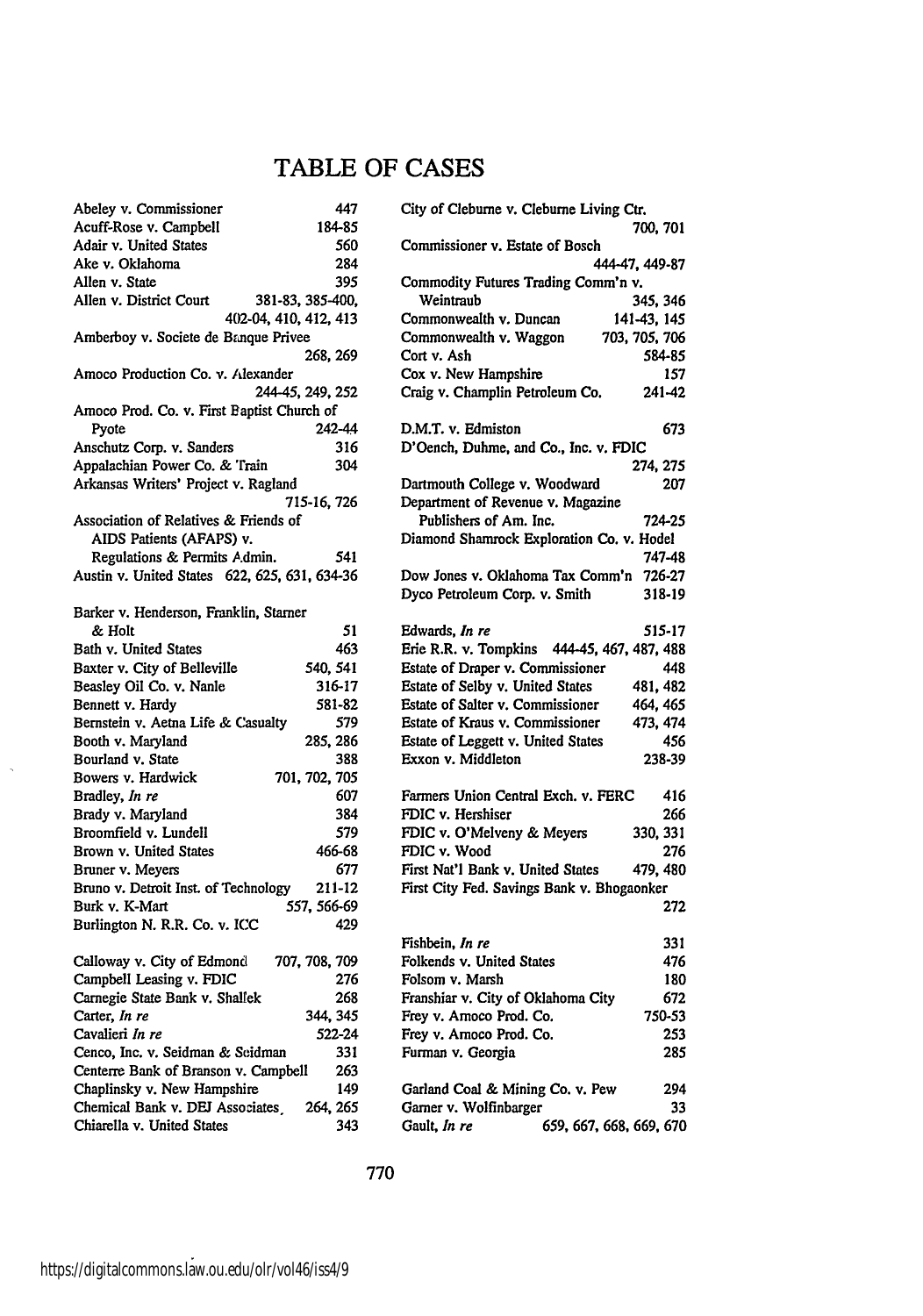# TABLE OF CASES

Abeley v. Commissioner 447
Acuff-Rose v. Campbell 184-85
Adair v. United States 560
Ake v. Oklahoma 284
Allen v. State 395
Allen v. District Court 381-83, 385-400, 402-04, 410, 412, 413
Amberboy v. Societe de Banque Privee 268, 269
Amoco Production Co. v. Alexander 244-45, 249, 252
Amoco Prod. Co. v. First Baptist Church of Pyote 242-44
Anschutz Corp. v. Sanders 316
Appalachian Power Co. & Train 304
Arkansas Writers' Project v. Ragland 715-16, 726
Association of Relatives & Friends of AIDS Patients (AFAPS) v. Regulations & Permits Admin. 541
Austin v. United States 622, 625, 631, 634-36

Barker v. Henderson, Franklin, Starner & Holt 51
Bath v. United States 463
Baxter v. City of Belleville 540, 541
Beasley Oil Co. v. Nanle 316-17
Bennett v. Hardy 581-82
Bernstein v. Aetna Life & Casualty 579
Booth v. Maryland 285, 286
Bourland v. State 388
Bowers v. Hardwick 701, 702, 705
Bradley, *In re* 607
Brady v. Maryland 384
Broomfield v. Lundell 579
Brown v. United States 466-68
Bruner v. Meyers 677
Bruno v. Detroit Inst. of Technology 211-12
Burk v. K-Mart 557, 566-69
Burlington N. R.R. Co. v. ICC 429

Calloway v. City of Edmond 707, 708, 709
Campbell Leasing v. FDIC 276
Carnegie State Bank v. Shallek 268
Carter, *In re* 344, 345
Cavalieri *In re* 522-24
Cenco, Inc. v. Seidman & Seidman 331
Centerre Bank of Branson v. Campbell 263
Chaplinsky v. New Hampshire 149
Chemical Bank v. DEJ Associates 264, 265
Chiarella v. United States 343

City of Cleburne v. Cleburne Living Ctr. 700, 701
Commissioner v. Estate of Bosch 444-47, 449-87
Commodity Futures Trading Comm'n v. Weintraub 345, 346
Commonwealth v. Duncan 141-43, 145
Commonwealth v. Waggon 703, 705, 706
Cort v. Ash 584-85
Cox v. New Hampshire 157
Craig v. Champlin Petroleum Co. 241-42

D.M.T. v. Edmiston 673
D'Oench, Duhme, and Co., Inc. v. FDIC 274, 275
Dartmouth College v. Woodward 207
Department of Revenue v. Magazine Publishers of Am. Inc. 724-25
Diamond Shamrock Exploration Co. v. Hodel 747-48
Dow Jones v. Oklahoma Tax Comm'n 726-27
Dyco Petroleum Corp. v. Smith 318-19

Edwards, *In re* 515-17
Erie R.R. v. Tompkins 444-45, 467, 487, 488
Estate of Draper v. Commissioner 448
Estate of Selby v. United States 481, 482
Estate of Salter v. Commissioner 464, 465
Estate of Kraus v. Commissioner 473, 474
Estate of Leggett v. United States 456
Exxon v. Middleton 238-39

Farmers Union Central Exch. v. FERC 416
FDIC v. Hershiser 266
FDIC v. O'Melveny & Meyers 330, 331
FDIC v. Wood 276
First Nat'l Bank v. United States 479, 480
First City Fed. Savings Bank v. Bhogaonker 272

Fishbein, *In re* 331
Folkends v. United States 476
Folsom v. Marsh 180
Franshiar v. City of Oklahoma City 672
Frey v. Amoco Prod. Co. 750-53
Frey v. Amoco Prod. Co. 253
Furman v. Georgia 285

Garland Coal & Mining Co. v. Pew 294
Garner v. Wolfinbarger 33
Gault, *In re* 659, 667, 668, 669, 670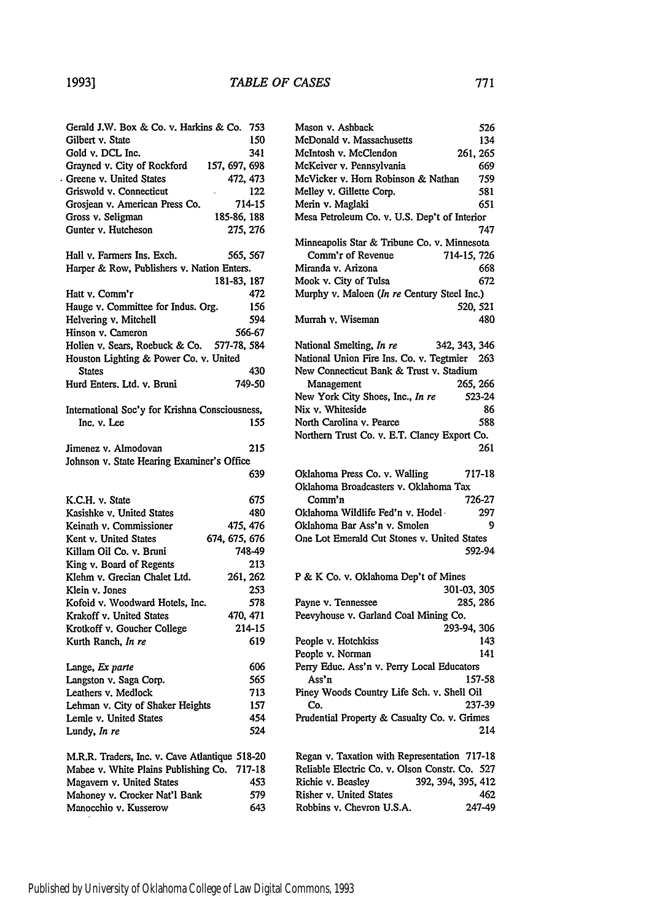Gerald J.W. Box & Co. v. Harkins & Co. 753
Gilbert v. State 150
Gold v. DCL Inc. 341
Grayned v. City of Rockford 157, 697, 698
Greene v. United States 472, 473
Griswold v. Connecticut 122
Grosjean v. American Press Co. 714-15
Gross v. Seligman 185-86, 188
Gunter v. Hutcheson 275, 276

Hall v. Farmers Ins. Exch. 565, 567
Harper & Row, Publishers v. Nation Enters. 181-83, 187
Hatt v. Comm'r 472
Hauge v. Committee for Indus. Org. 156
Helvering v. Mitchell 594
Hinson v. Cameron 566-67
Holien v. Sears, Roebuck & Co. 577-78, 584
Houston Lighting & Power Co. v. United States 430
Hurd Enters. Ltd. v. Bruni 749-50

International Soc'y for Krishna Consciousness, Inc. v. Lee 155

Jimenez v. Almodovan 215
Johnson v. State Hearing Examiner's Office 639

K.C.H. v. State 675
Kasishke v. United States 480
Keinath v. Commissioner 475, 476
Kent v. United States 674, 675, 676
Killam Oil Co. v. Bruni 748-49
King v. Board of Regents 213
Klehm v. Grecian Chalet Ltd. 261, 262
Klein v. Jones 253
Kofoid v. Woodward Hotels, Inc. 578
Krakoff v. United States 470, 471
Krotkoff v. Goucher College 214-15
Kurth Ranch, *In re* 619

Lange, *Ex parte* 606
Langston v. Saga Corp. 565
Leathers v. Medlock 713
Lehman v. City of Shaker Heights 157
Lemle v. United States 454
Lundy, *In re* 524

M.R.R. Traders, Inc. v. Cave Atlantique 518-20
Mabee v. White Plains Publishing Co. 717-18
Magavern v. United States 453
Mahoney v. Crocker Nat'l Bank 579
Manocchio v. Kusserow 643

Mason v. Ashback 526
McDonald v. Massachusetts 134
McIntosh v. McClendon 261, 265
McKeiver v. Pennsylvania 669
McVicker v. Horn Robinson & Nathan 759
Melley v. Gillette Corp. 581
Merin v. Maglaki 651
Mesa Petroleum Co. v. U.S. Dep't of Interior 747
Minneapolis Star & Tribune Co. v. Minnesota Comm'r of Revenue 714-15, 726
Miranda v. Arizona 668
Mook v. City of Tulsa 672
Murphy v. Maloen (*In re* Century Steel Inc.) 520, 521
Murrah v. Wiseman 480

National Smelting, *In re* 342, 343, 346
National Union Fire Ins. Co. v. Tegtmier 263
New Connecticut Bank & Trust v. Stadium Management 265, 266
New York City Shoes, Inc., *In re* 523-24
Nix v. Whiteside 86
North Carolina v. Pearce 588
Northern Trust Co. v. E.T. Clancy Export Co. 261

Oklahoma Press Co. v. Walling 717-18
Oklahoma Broadcasters v. Oklahoma Tax Comm'n 726-27
Oklahoma Wildlife Fed'n v. Hodel 297
Oklahoma Bar Ass'n v. Smolen 9
One Lot Emerald Cut Stones v. United States 592-94

P & K Co. v. Oklahoma Dep't of Mines 301-03, 305
Payne v. Tennessee 285, 286
Peevyhouse v. Garland Coal Mining Co. 293-94, 306
People v. Hotchkiss 143
People v. Norman 141
Perry Educ. Ass'n v. Perry Local Educators Ass'n 157-58
Piney Woods Country Life Sch. v. Shell Oil Co. 237-39
Prudential Property & Casualty Co. v. Grimes 214

Regan v. Taxation with Representation 717-18
Reliable Electric Co. v. Olson Constr. Co. 527
Richie v. Beasley 392, 394, 395, 412
Risher v. United States 462
Robbins v. Chevron U.S.A. 247-49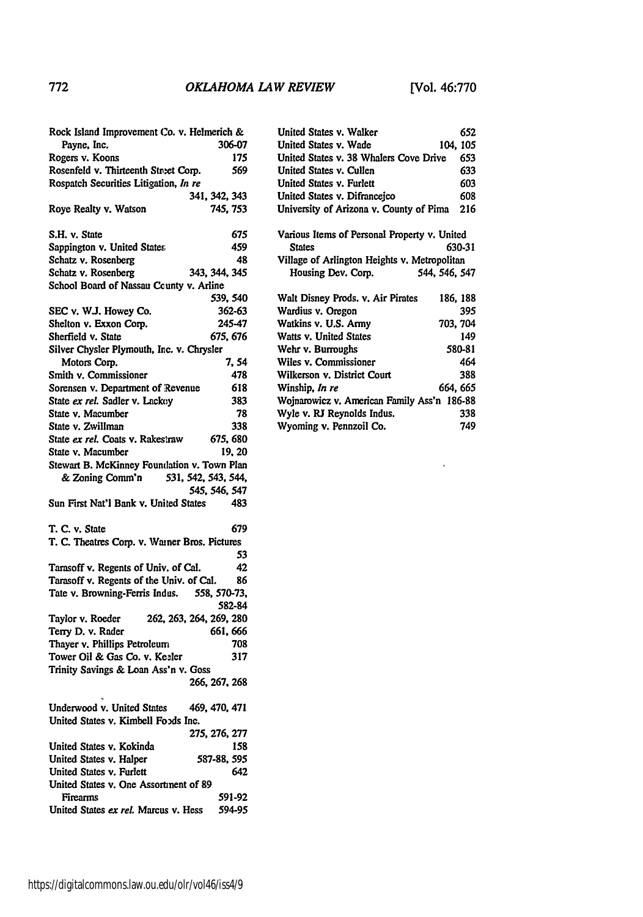Rock Island Improvement Co. v. Helmerich & Payne, Inc. 306-07
Rogers v. Koons 175
Rosenfeld v. Thirteenth Street Corp. 569
Rospatch Securities Litigation, *In re* 341, 342, 343
Roye Realty v. Watson 745, 753

S.H. v. State 675
Sappington v. United States 459
Schatz v. Rosenberg 48
Schatz v. Rosenberg 343, 344, 345
School Board of Nassau County v. Arline 539, 540
SEC v. W.J. Howey Co. 362-63
Shelton v. Exxon Corp. 245-47
Sherfield v. State 675, 676
Silver Chysler Plymouth, Inc. v. Chrysler Motors Corp. 7, 54
Smith v. Commissioner 478
Sorensen v. Department of Revenue 618
State *ex rel.* Sadler v. Lackey 383
State v. Macumber 78
State v. Zwillman 338
State *ex rel.* Coats v. Rakestraw 675, 680
State v. Macumber 19, 20
Stewart B. McKinney Foundation v. Town Plan & Zoning Comm'n 531, 542, 543, 544, 545, 546, 547
Sun First Nat'l Bank v. United States 483

T. C. v. State 679
T. C. Theatres Corp. v. Warner Bros. Pictures 53
Tarasoff v. Regents of Univ. of Cal. 42
Tarasoff v. Regents of the Univ. of Cal. 86
Tate v. Browning-Ferris Indus. 558, 570-73, 582-84
Taylor v. Roeder 262, 263, 264, 269, 280
Terry D. v. Rader 661, 666
Thayer v. Phillips Petroleum 708
Tower Oil & Gas Co. v. Keeler 317
Trinity Savings & Loan Ass'n v. Goss 266, 267, 268

Underwood v. United States 469, 470, 471
United States v. Kimbell Foods Inc. 275, 276, 277
United States v. Kokinda 158
United States v. Halper 587-88, 595
United States v. Furlett 642
United States v. One Assortment of 89 Firearms 591-92
United States *ex rel.* Marcus v. Hess 594-95
United States v. Walker 652
United States v. Wade 104, 105
United States v. 38 Whalers Cove Drive 653
United States v. Cullen 633
United States v. Furlett 603
United States v. Difrancejco 608
University of Arizona v. County of Pima 216

Various Items of Personal Property v. United States 630-31
Village of Arlington Heights v. Metropolitan Housing Dev. Corp. 544, 546, 547

Walt Disney Prods. v. Air Pirates 186, 188
Wardius v. Oregon 395
Watkins v. U.S. Army 703, 704
Watts v. United States 149
Wehr v. Burroughs 580-81
Wiles v. Commissioner 464
Wilkerson v. District Court 388
Winship, *In re* 664, 665
Wojnarowicz v. American Family Ass'n 186-88
Wyle v. RJ Reynolds Indus. 338
Wyoming v. Pennzoil Co. 749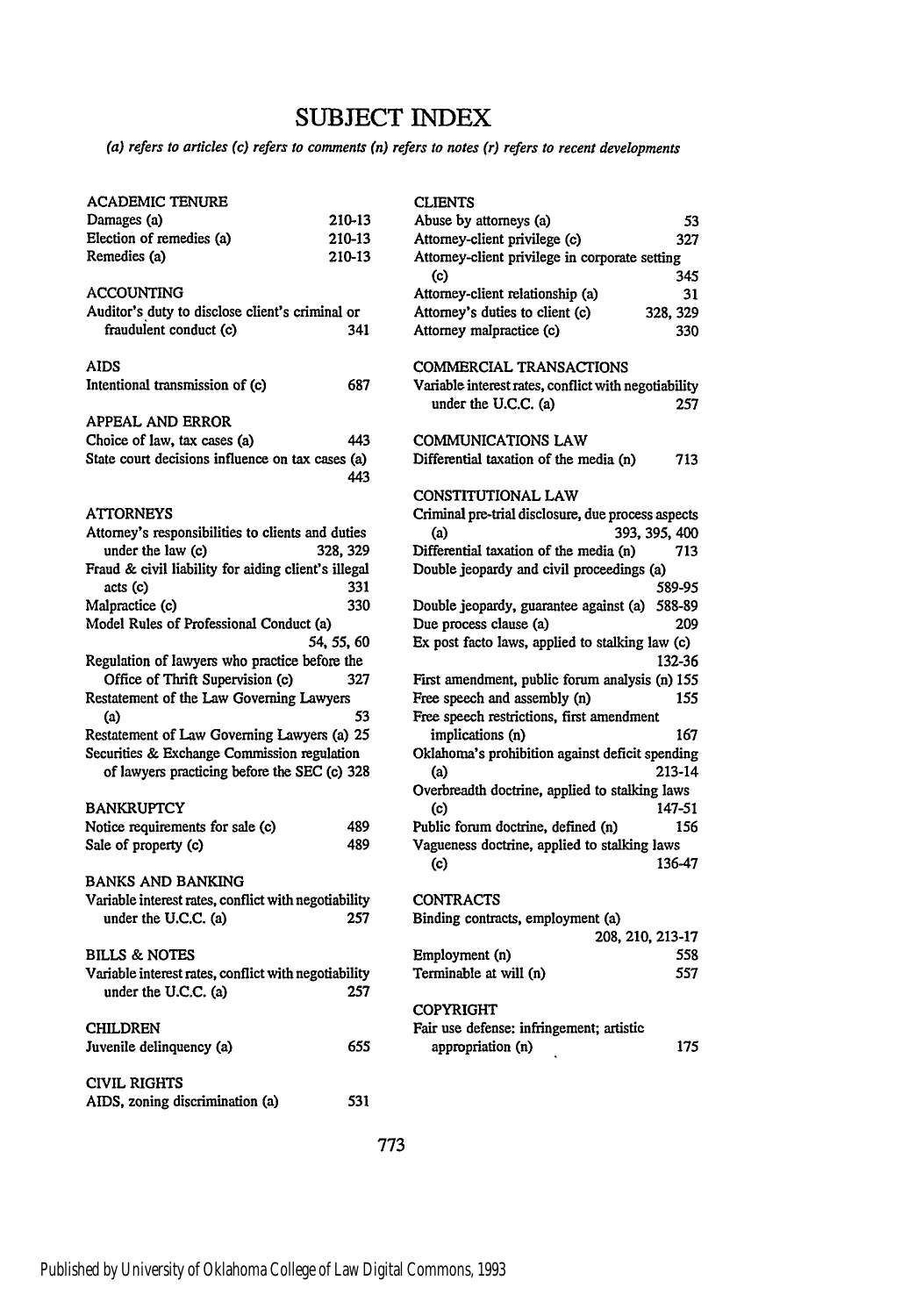# SUBJECT INDEX

*(a) refers to articles (c) refers to comments (n) refers to notes (r) refers to recent developments*

**ACADEMIC TENURE**
Damages (a) 210-13
Election of remedies (a) 210-13
Remedies (a) 210-13

**ACCOUNTING**
Auditor's duty to disclose client's criminal or fraudulent conduct (c) 341

**AIDS**
Intentional transmission of (c) 687

**APPEAL AND ERROR**
Choice of law, tax cases (a) 443
State court decisions influence on tax cases (a) 443

**ATTORNEYS**
Attorney's responsibilities to clients and duties under the law (c) 328, 329
Fraud & civil liability for aiding client's illegal acts (c) 331
Malpractice (c) 330
Model Rules of Professional Conduct (a) 54, 55, 60
Regulation of lawyers who practice before the Office of Thrift Supervision (c) 327
Restatement of the Law Governing Lawyers (a) 53
Restatement of Law Governing Lawyers (a) 25
Securities & Exchange Commission regulation of lawyers practicing before the SEC (c) 328

**BANKRUPTCY**
Notice requirements for sale (c) 489
Sale of property (c) 489

**BANKS AND BANKING**
Variable interest rates, conflict with negotiability under the U.C.C. (a) 257

**BILLS & NOTES**
Variable interest rates, conflict with negotiability under the U.C.C. (a) 257

**CHILDREN**
Juvenile delinquency (a) 655

**CIVIL RIGHTS**
AIDS, zoning discrimination (a) 531

**CLIENTS**
Abuse by attorneys (a) 53
Attorney-client privilege (c) 327
Attorney-client privilege in corporate setting (c) 345
Attorney-client relationship (a) 31
Attorney's duties to client (c) 328, 329
Attorney malpractice (c) 330

**COMMERCIAL TRANSACTIONS**
Variable interest rates, conflict with negotiability under the U.C.C. (a) 257

**COMMUNICATIONS LAW**
Differential taxation of the media (n) 713

**CONSTITUTIONAL LAW**
Criminal pre-trial disclosure, due process aspects (a) 393, 395, 400
Differential taxation of the media (n) 713
Double jeopardy and civil proceedings (a) 589-95
Double jeopardy, guarantee against (a) 588-89
Due process clause (a) 209
Ex post facto laws, applied to stalking law (c) 132-36
First amendment, public forum analysis (n) 155
Free speech and assembly (n) 155
Free speech restrictions, first amendment implications (n) 167
Oklahoma's prohibition against deficit spending (a) 213-14
Overbreadth doctrine, applied to stalking laws (c) 147-51
Public forum doctrine, defined (n) 156
Vagueness doctrine, applied to stalking laws (c) 136-47

**CONTRACTS**
Binding contracts, employment (a) 208, 210, 213-17
Employment (n) 558
Terminable at will (n) 557

**COPYRIGHT**
Fair use defense: infringement; artistic appropriation (n) 175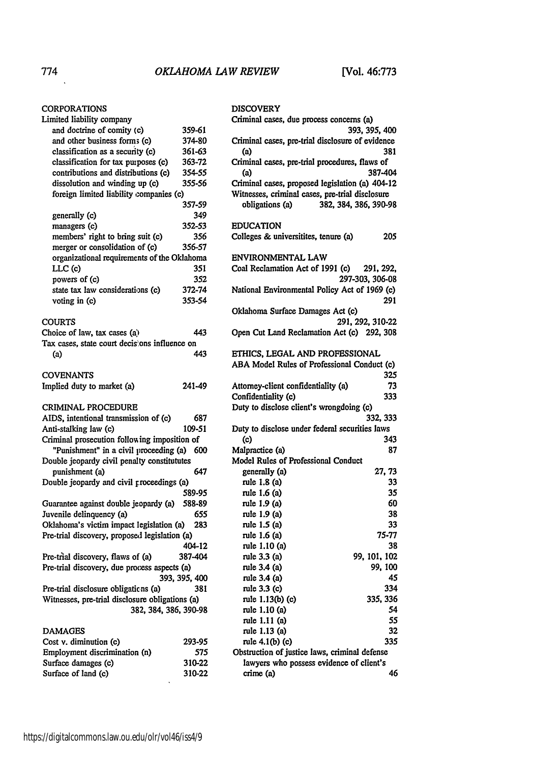CORPORATIONS

Limited liability company
- and doctrine of comity (c) 359-61
- and other business forms (c) 374-80
- classification as a security (c) 361-63
- classification for tax purposes (c) 363-72
- contributions and distributions (c) 354-55
- dissolution and winding up (c) 355-56
- foreign limited liability companies (c) 357-59
- generally (c) 349
- managers (c) 352-53
- members' right to bring suit (c) 356
- merger or consolidation of (c) 356-57
- organizational requirements of the Oklahoma LLC (c) 351
- powers of (c) 352
- state tax law considerations (c) 372-74
- voting in (c) 353-54

COURTS

Choice of law, tax cases (a) 443
Tax cases, state court decisions influence on (a) 443

COVENANTS

Implied duty to market (a) 241-49

CRIMINAL PROCEDURE

AIDS, intentional transmission of (c) 687
Anti-stalking law (c) 109-51
Criminal prosecution following imposition of "Punishment" in a civil proceeding (a) 600
Double jeopardy civil penalty constitututes punishment (a) 647
Double jeopardy and civil proceedings (a) 589-95
Guarantee against double jeopardy (a) 588-89
Juvenile delinquency (a) 655
Oklahoma's victim impact legislation (a) 283
Pre-trial discovery, proposed legislation (a) 404-12
Pre-trial discovery, flaws of (a) 387-404
Pre-trial discovery, due process aspects (a) 393, 395, 400
Pre-trial disclosure obligations (a) 381
Witnesses, pre-trial disclosure obligations (a) 382, 384, 386, 390-98

DAMAGES

Cost v. diminution (c) 293-95
Employment discrimination (n) 575
Surface damages (c) 310-22
Surface of land (c) 310-22

DISCOVERY

Criminal cases, due process concerns (a) 393, 395, 400
Criminal cases, pre-trial disclosure of evidence (a) 381
Criminal cases, pre-trial procedures, flaws of (a) 387-404
Criminal cases, proposed legislation (a) 404-12
Witnesses, criminal cases, pre-trial disclosure obligations (a) 382, 384, 386, 390-98

EDUCATION

Colleges & universitites, tenure (a) 205

ENVIRONMENTAL LAW

Coal Reclamation Act of 1991 (c) 291, 292, 297-303, 306-08
National Environmental Policy Act of 1969 (c) 291
Oklahoma Surface Damages Act (c) 291, 292, 310-22
Open Cut Land Reclamation Act (c) 292, 308

ETHICS, LEGAL AND PROFESSIONAL

ABA Model Rules of Professional Conduct (c) 325
Attorney-client confidentiality (a) 73
Confidentiality (c) 333
Duty to disclose client's wrongdoing (c) 332, 333
Duty to disclose under federal securities laws (c) 343
Malpractice (a) 87
Model Rules of Professional Conduct
- generally (a) 27, 73
- rule 1.8 (a) 33
- rule 1.6 (a) 35
- rule 1.9 (a) 60
- rule 1.9 (a) 38
- rule 1.5 (a) 33
- rule 1.6 (a) 75-77
- rule 1.10 (a) 38
- rule 3.3 (a) 99, 101, 102
- rule 3.4 (a) 99, 100
- rule 3.4 (a) 45
- rule 3.3 (c) 334
- rule 1.13(b) (c) 335, 336
- rule 1.10 (a) 54
- rule 1.11 (a) 55
- rule 1.13 (a) 32
- rule 4.1(b) (c) 335

Obstruction of justice laws, criminal defense lawyers who possess evidence of client's crime (a) 46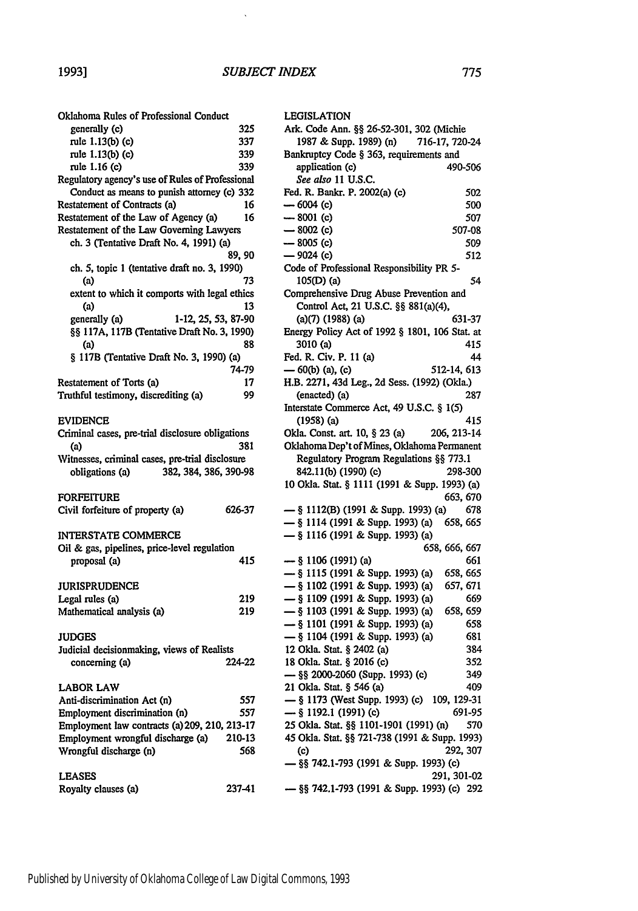Oklahoma Rules of Professional Conduct
- generally (c) 325
- rule 1.13(b) (c) 337
- rule 1.13(b) (c) 339
- rule 1.16 (c) 339

Regulatory agency's use of Rules of Professional Conduct as means to punish attorney (c) 332

Restatement of Contracts (a) 16

Restatement of the Law of Agency (a) 16

Restatement of the Law Governing Lawyers
- ch. 3 (Tentative Draft No. 4, 1991) (a) 89, 90
- ch. 5, topic 1 (tentative draft no. 3, 1990) (a) 73
- extent to which it comports with legal ethics (a) 13
- generally (a) 1-12, 25, 53, 87-90
- §§ 117A, 117B (Tentative Draft No. 3, 1990) (a) 88
- § 117B (Tentative Draft No. 3, 1990) (a) 74-79

Restatement of Torts (a) 17

Truthful testimony, discrediting (a) 99

## EVIDENCE

Criminal cases, pre-trial disclosure obligations (a) 381

Witnesses, criminal cases, pre-trial disclosure obligations (a) 382, 384, 386, 390-98

## FORFEITURE

Civil forfeiture of property (a) 626-37

## INTERSTATE COMMERCE

Oil & gas, pipelines, price-level regulation proposal (a) 415

## JURISPRUDENCE

Legal rules (a) 219

Mathematical analysis (a) 219

## JUDGES

Judicial decisionmaking, views of Realists concerning (a) 224-22

## LABOR LAW

Anti-discrimination Act (n) 557

Employment discrimination (n) 557

Employment law contracts (a) 209, 210, 213-17

Employment wrongful discharge (a) 210-13

Wrongful discharge (n) 568

## LEASES

Royalty clauses (a) 237-41

## LEGISLATION

Ark. Code Ann. §§ 26-52-301, 302 (Michie 1987 & Supp. 1989) (n) 716-17, 720-24

Bankruptcy Code § 363, requirements and application (c) 490-506
*See also* 11 U.S.C.

Fed. R. Bankr. P. 2002(a) (c) 502
- — 6004 (c) 500
- — 8001 (c) 507
- — 8002 (c) 507-08
- — 8005 (c) 509
- — 9024 (c) 512

Code of Professional Responsibility PR 5-105(D) (a) 54

Comprehensive Drug Abuse Prevention and Control Act, 21 U.S.C. §§ 881(a)(4), (a)(7) (1988) (a) 631-37

Energy Policy Act of 1992 § 1801, 106 Stat. at 3010 (a) 415

Fed. R. Civ. P. 11 (a) 44
- — 60(b) (a), (c) 512-14, 613

H.B. 2271, 43d Leg., 2d Sess. (1992) (Okla.) (enacted) (a) 287

Interstate Commerce Act, 49 U.S.C. § 1(5) (1958) (a) 415

Okla. Const. art. 10, § 23 (a) 206, 213-14

Oklahoma Dep't of Mines, Oklahoma Permanent Regulatory Program Regulations §§ 773.1 842.11(b) (1990) (c) 298-300

10 Okla. Stat. § 1111 (1991 & Supp. 1993) (a) 663, 670
- — § 1112(B) (1991 & Supp. 1993) (a) 678
- — § 1114 (1991 & Supp. 1993) (a) 658, 665
- — § 1116 (1991 & Supp. 1993) (a) 658, 666, 667
- — § 1106 (1991) (a) 661
- — § 1115 (1991 & Supp. 1993) (a) 658, 665
- — § 1102 (1991 & Supp. 1993) (a) 657, 671
- — § 1109 (1991 & Supp. 1993) (a) 669
- — § 1103 (1991 & Supp. 1993) (a) 658, 659
- — § 1101 (1991 & Supp. 1993) (a) 658
- — § 1104 (1991 & Supp. 1993) (a) 681

12 Okla. Stat. § 2402 (a) 384

18 Okla. Stat. § 2016 (c) 352
- — §§ 2000-2060 (Supp. 1993) (c) 349

21 Okla. Stat. § 546 (a) 409
- — § 1173 (West Supp. 1993) (c) 109, 129-31
- — § 1192.1 (1991) (c) 691-95

25 Okla. Stat. §§ 1101-1901 (1991) (n) 570

45 Okla. Stat. §§ 721-738 (1991 & Supp. 1993) (c) 292, 307
- — §§ 742.1-793 (1991 & Supp. 1993) (c) 291, 301-02
- — §§ 742.1-793 (1991 & Supp. 1993) (c) 292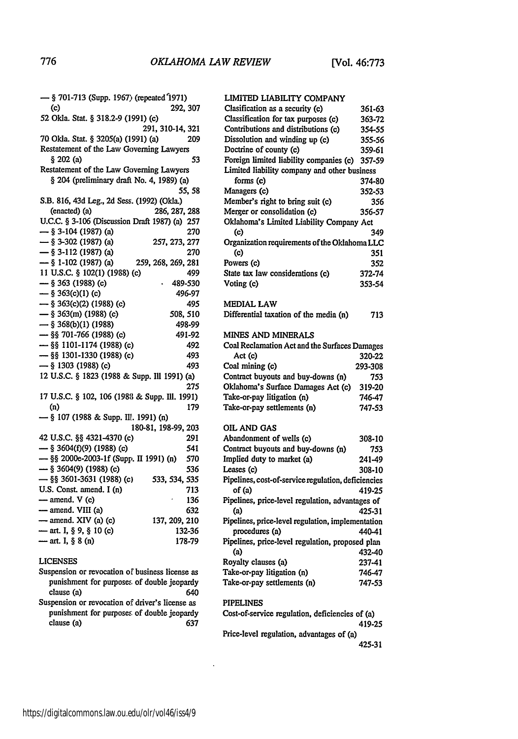— § 701-713 (Supp. 1967) (repeated 1971) (c) 292, 307

52 Okla. Stat. § 318.2-9 (1991) (c) 291, 310-14, 321

70 Okla. Stat. § 3205(a) (1991) (a) 209

Restatement of the Law Governing Lawyers § 202 (a) 53

Restatement of the Law Governing Lawyers § 204 (preliminary draft No. 4, 1989) (a) 55, 58

S.B. 816, 43d Leg., 2d Sess. (1992) (Okla.) (enacted) (a) 286, 287, 288

U.C.C. § 3-106 (Discussion Draft 1987) (a) 257

— § 3-104 (1987) (a) 270

— § 3-302 (1987) (a) 257, 273, 277

— § 3-112 (1987) (a) 270

— § 1-102 (1987) (a) 259, 268, 269, 281

11 U.S.C. § 102(1) (1988) (c) 499

— § 363 (1988) (c) 489-530

— § 363(c)(1) (c) 496-97

— § 363(c)(2) (1988) (c) 495

— § 363(m) (1988) (c) 508, 510

— § 368(b)(1) (1988) 498-99

— §§ 701-766 (1988) (c) 491-92

— §§ 1101-1174 (1988) (c) 492

— §§ 1301-1330 (1988) (c) 493

— § 1303 (1988) (c) 493

12 U.S.C. § 1823 (1988 & Supp. III 1991) (a) 275

17 U.S.C. § 102, 106 (1988 & Supp. III. 1991) (n) 179

— § 107 (1988 & Supp. III. 1991) (n) 180-81, 198-99, 203

42 U.S.C. §§ 4321-4370 (c) 291

— § 3604(f)(9) (1988) (c) 541

— §§ 2000e-2003-1f (Supp. II 1991) (n) 570

— § 3604(9) (1988) (c) 536

— §§ 3601-3631 (1988) (c) 533, 534, 535

U.S. Const. amend. I (n) 713

— amend. V (c) 136

— amend. VIII (a) 632

— amend. XIV (a) (c) 137, 209, 210

— art. I, § 9, § 10 (c) 132-36

— art. I, § 8 (n) 178-79

LICENSES

Suspension or revocation of business license as punishment for purposes of double jeopardy clause (a) 640

Suspension or revocation of driver's license as punishment for purposes of double jeopardy clause (a) 637

LIMITED LIABILITY COMPANY

Classification as a security (c) 361-63

Classification for tax purposes (c) 363-72

Contributions and distributions (c) 354-55

Dissolution and winding up (c) 355-56

Doctrine of county (c) 359-61

Foreign limited liability companies (c) 357-59

Limited liability company and other business forms (c) 374-80

Managers (c) 352-53

Member's right to bring suit (c) 356

Merger or consolidation (c) 356-57

Oklahoma's Limited Liability Company Act (c) 349

Organization requirements of the Oklahoma LLC (c) 351

Powers (c) 352

State tax law considerations (c) 372-74

Voting (c) 353-54

MEDIAL LAW

Differential taxation of the media (n) 713

MINES AND MINERALS

Coal Reclamation Act and the Surfaces Damages Act (c) 320-22

Coal mining (c) 293-308

Contract buyouts and buy-downs (n) 753

Oklahoma's Surface Damages Act (c) 319-20

Take-or-pay litigation (n) 746-47

Take-or-pay settlements (n) 747-53

OIL AND GAS

Abandonment of wells (c) 308-10

Contract buyouts and buy-downs (n) 753

Implied duty to market (a) 241-49

Leases (c) 308-10

Pipelines, cost-of-service regulation, deficiencies of (a) 419-25

Pipelines, price-level regulation, advantages of (a) 425-31

Pipelines, price-level regulation, implementation procedures (a) 440-41

Pipelines, price-level regulation, proposed plan (a) 432-40

Royalty clauses (a) 237-41

Take-or-pay litigation (n) 746-47

Take-or-pay settlements (n) 747-53

PIPELINES

Cost-of-service regulation, deficiencies of (a) 419-25

Price-level regulation, advantages of (a) 425-31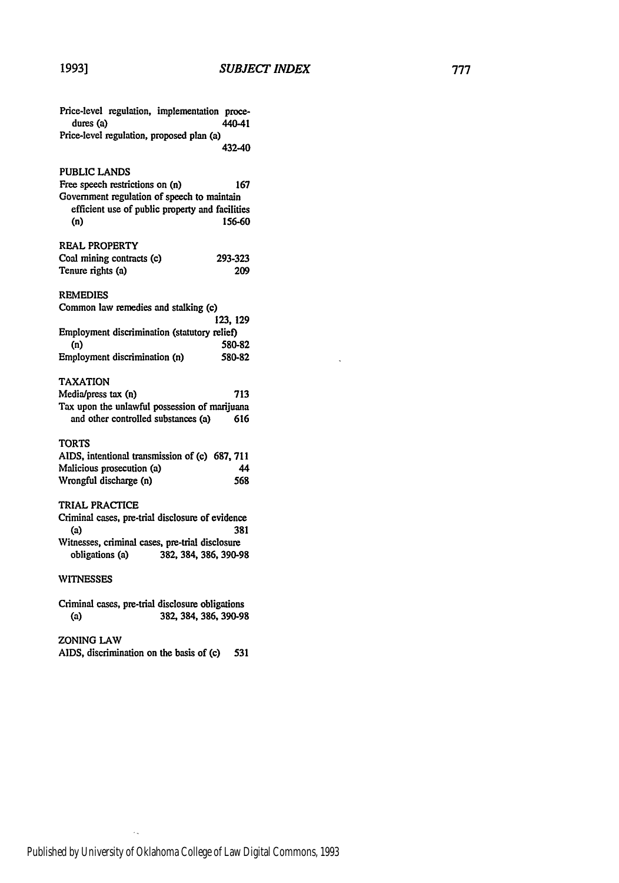Price-level regulation, implementation procedures (a) 440-41
Price-level regulation, proposed plan (a) 432-40

PUBLIC LANDS
Free speech restrictions on (n) 167
Government regulation of speech to maintain efficient use of public property and facilities (n) 156-60

REAL PROPERTY
Coal mining contracts (c) 293-323
Tenure rights (a) 209

REMEDIES
Common law remedies and stalking (c) 123, 129
Employment discrimination (statutory relief) (n) 580-82
Employment discrimination (n) 580-82

TAXATION
Media/press tax (n) 713
Tax upon the unlawful possession of marijuana and other controlled substances (a) 616

TORTS
AIDS, intentional transmission of (c) 687, 711
Malicious prosecution (a) 44
Wrongful discharge (n) 568

TRIAL PRACTICE
Criminal cases, pre-trial disclosure of evidence (a) 381
Witnesses, criminal cases, pre-trial disclosure obligations (a) 382, 384, 386, 390-98

WITNESSES

Criminal cases, pre-trial disclosure obligations (a) 382, 384, 386, 390-98

ZONING LAW
AIDS, discrimination on the basis of (c) 531